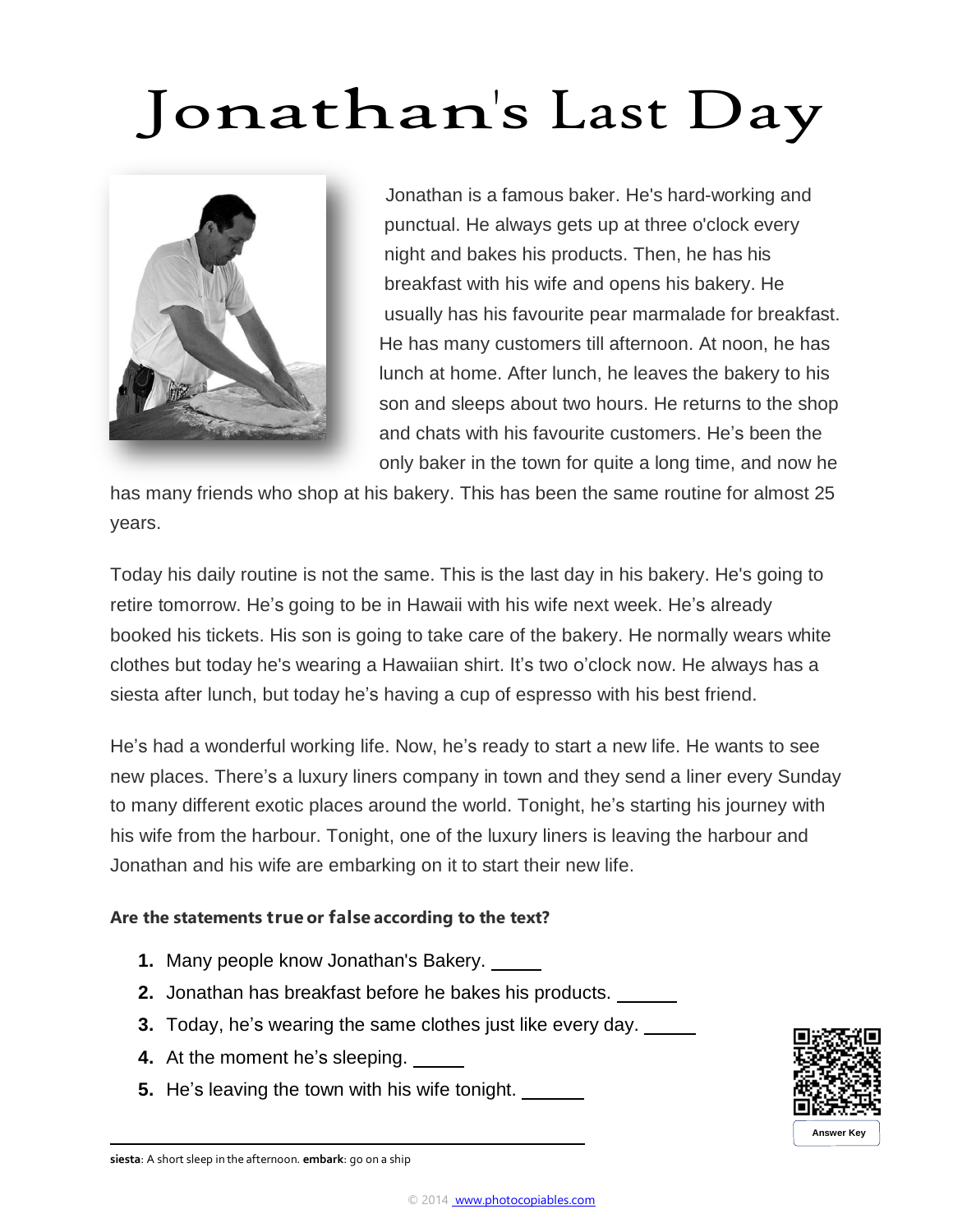# Jonathan's Last Day

Jonathan is a famous baker. He's hard-working and punctual. He always gets up at three o'clock every night and bakes his products. Then, he has his breakfast with his wife and opens his bakery. He usually has his favourite pear marmalade for breakfast. He has many customers till afternoon. At noon, he has lunch at home. After lunch, he leaves the bakery to his son and sleeps about two hours. He returns to the shop and chats with his favourite customers. He's been the only baker in the town for quite a long time, and now he has many friends who shop at his bakery. This has been the same routine for almost 25 years.

Today his daily routine is not the same. This is the last day in his bakery. He's going to retire tomorrow. He's going to be in Hawaii with his wife next week. He's already booked his tickets. His son is going to take care of the bakery. He normally wears white clothes but today he's wearing a Hawaiian shirt. It's two o'clock now. He always has a siesta after lunch, but today he's having a cup of espresso with his best friend.

He's had a wonderful working life. Now, he's ready to start a new life. He wants to see new places. There's a luxury liners company in town and they send a liner every Sunday to many different exotic places around the world. Tonight, he's starting his journey with his wife from the harbour. Tonight, one of the luxury liners is leaving the harbour and Jonathan and his wife are embarking on it to start their new life.

**Are the statements true or false according to the text?**

1. Many people know Jonathan's Bakery. _____
2. Jonathan has breakfast before he bakes his products. ______
3. Today, he's wearing the same clothes just like every day. _____
4. At the moment he's sleeping. _____
5. He's leaving the town with his wife tonight. ______

Answer Key

**siesta**: A short sleep in the afternoon. **embark**: go on a ship

© 2014 www.photocopiables.com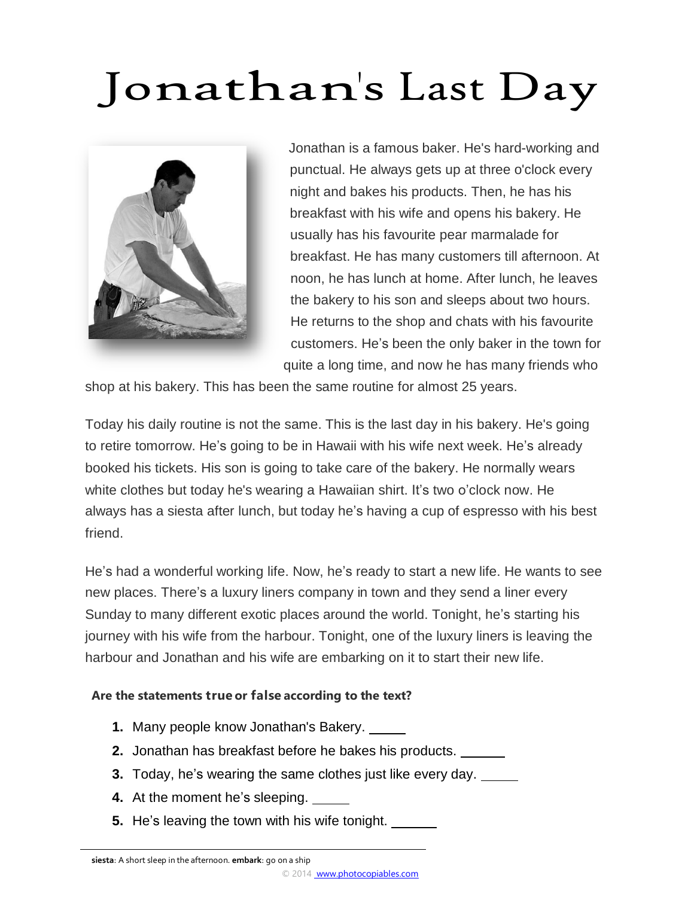# Jonathan's Last Day

Jonathan is a famous baker. He's hard-working and punctual. He always gets up at three o'clock every night and bakes his products. Then, he has his breakfast with his wife and opens his bakery. He usually has his favourite pear marmalade for breakfast. He has many customers till afternoon. At noon, he has lunch at home. After lunch, he leaves the bakery to his son and sleeps about two hours. He returns to the shop and chats with his favourite customers. He's been the only baker in the town for quite a long time, and now he has many friends who shop at his bakery. This has been the same routine for almost 25 years.

Today his daily routine is not the same. This is the last day in his bakery. He's going to retire tomorrow. He's going to be in Hawaii with his wife next week. He's already booked his tickets. His son is going to take care of the bakery. He normally wears white clothes but today he's wearing a Hawaiian shirt. It's two o'clock now. He always has a siesta after lunch, but today he's having a cup of espresso with his best friend.

He's had a wonderful working life. Now, he's ready to start a new life. He wants to see new places. There's a luxury liners company in town and they send a liner every Sunday to many different exotic places around the world. Tonight, he's starting his journey with his wife from the harbour. Tonight, one of the luxury liners is leaving the harbour and Jonathan and his wife are embarking on it to start their new life.

**Are the statements true or false according to the text?**

1. Many people know Jonathan's Bakery. _____
2. Jonathan has breakfast before he bakes his products. ______
3. Today, he's wearing the same clothes just like every day. _____
4. At the moment he's sleeping. _____
5. He's leaving the town with his wife tonight. ______

**siesta**: A short sleep in the afternoon. **embark**: go on a ship

© 2014 www.photocopiables.com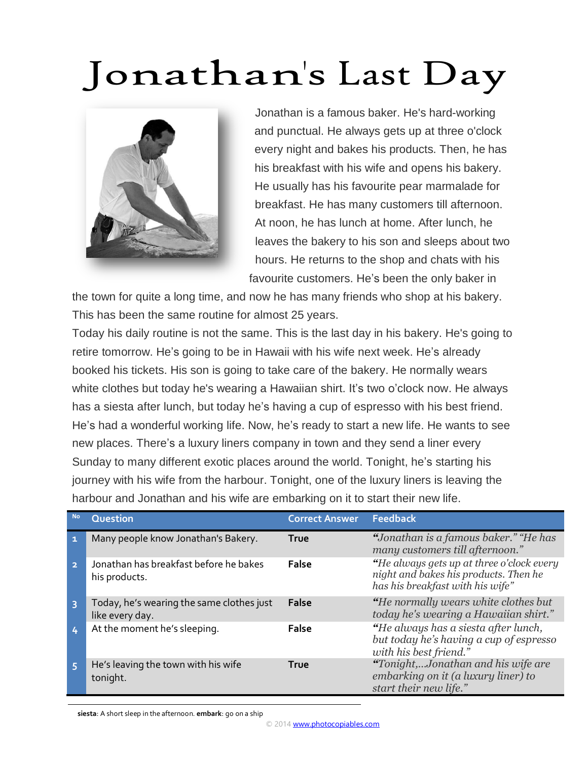# Jonathan's Last Day

Jonathan is a famous baker. He's hard-working and punctual. He always gets up at three o'clock every night and bakes his products. Then, he has his breakfast with his wife and opens his bakery. He usually has his favourite pear marmalade for breakfast. He has many customers till afternoon. At noon, he has lunch at home. After lunch, he leaves the bakery to his son and sleeps about two hours. He returns to the shop and chats with his favourite customers. He's been the only baker in the town for quite a long time, and now he has many friends who shop at his bakery. This has been the same routine for almost 25 years.

Today his daily routine is not the same. This is the last day in his bakery. He's going to retire tomorrow. He's going to be in Hawaii with his wife next week. He's already booked his tickets. His son is going to take care of the bakery. He normally wears white clothes but today he's wearing a Hawaiian shirt. It's two o'clock now. He always has a siesta after lunch, but today he's having a cup of espresso with his best friend. He's had a wonderful working life. Now, he's ready to start a new life. He wants to see new places. There's a luxury liners company in town and they send a liner every Sunday to many different exotic places around the world. Tonight, he's starting his journey with his wife from the harbour. Tonight, one of the luxury liners is leaving the harbour and Jonathan and his wife are embarking on it to start their new life.

| No | Question | Correct Answer | Feedback |
|---|---|---|---|
| 1 | Many people know Jonathan's Bakery. | **True** | *"Jonathan is a famous baker." "He has many customers till afternoon."* |
| 2 | Jonathan has breakfast before he bakes his products. | **False** | *"He always gets up at three o'clock every night and bakes his products. Then he has his breakfast with his wife"* |
| 3 | Today, he's wearing the same clothes just like every day. | **False** | *"He normally wears white clothes but today he's wearing a Hawaiian shirt."* |
| 4 | At the moment he's sleeping. | **False** | *"He always has a siesta after lunch, but today he's having a cup of espresso with his best friend."* |
| 5 | He's leaving the town with his wife tonight. | **True** | *"Tonight,…Jonathan and his wife are embarking on it (a luxury liner) to start their new life."* |

**siesta**: A short sleep in the afternoon. **embark**: go on a ship

© 2014 www.photocopiables.com